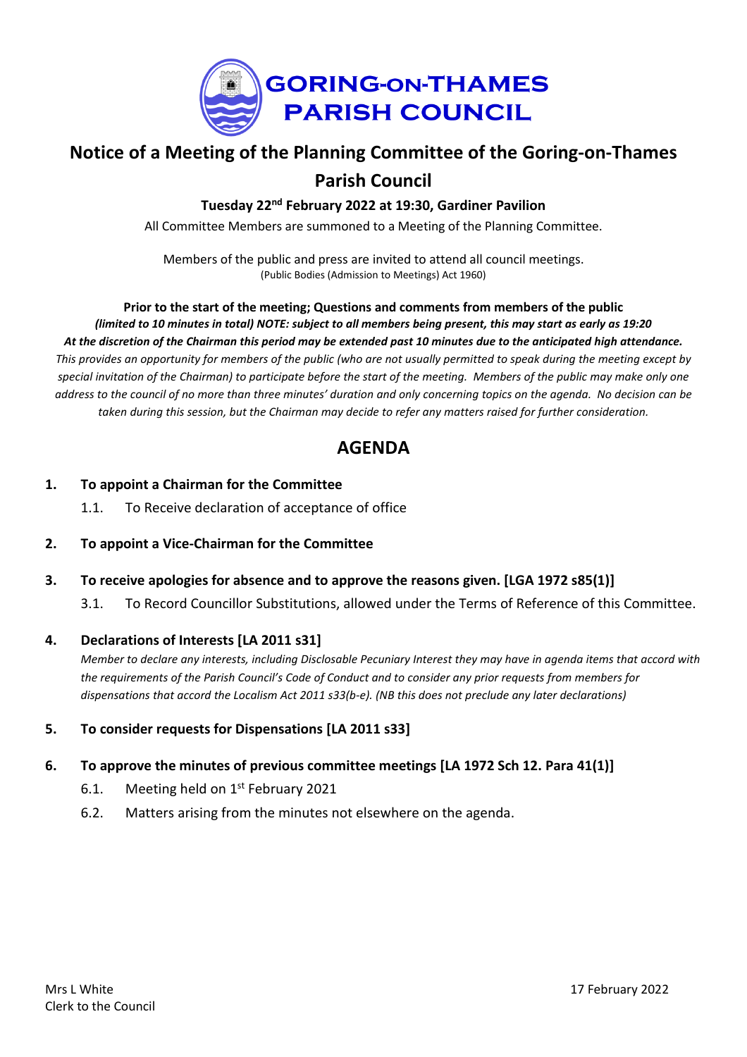**GORING-ON-THAMES PARISH COUNCIL**

# Notice of a Meeting of the Planning Committee of the Goring-on-Thames Parish Council

**Tuesday 22nd February 2022 at 19:30, Gardiner Pavilion**

All Committee Members are summoned to a Meeting of the Planning Committee.

Members of the public and press are invited to attend all council meetings.
(Public Bodies (Admission to Meetings) Act 1960)

**Prior to the start of the meeting; Questions and comments from members of the public**
***(limited to 10 minutes in total) NOTE: subject to all members being present, this may start as early as 19:20***
***At the discretion of the Chairman this period may be extended past 10 minutes due to the anticipated high attendance.***
*This provides an opportunity for members of the public (who are not usually permitted to speak during the meeting except by special invitation of the Chairman) to participate before the start of the meeting. Members of the public may make only one address to the council of no more than three minutes' duration and only concerning topics on the agenda. No decision can be taken during this session, but the Chairman may decide to refer any matters raised for further consideration.*

## AGENDA

1. **To appoint a Chairman for the Committee**
   - 1.1. To Receive declaration of acceptance of office

2. **To appoint a Vice-Chairman for the Committee**

3. **To receive apologies for absence and to approve the reasons given. [LGA 1972 s85(1)]**
   - 3.1. To Record Councillor Substitutions, allowed under the Terms of Reference of this Committee.

4. **Declarations of Interests [LA 2011 s31]**
   *Member to declare any interests, including Disclosable Pecuniary Interest they may have in agenda items that accord with the requirements of the Parish Council's Code of Conduct and to consider any prior requests from members for dispensations that accord the Localism Act 2011 s33(b-e). (NB this does not preclude any later declarations)*

5. **To consider requests for Dispensations [LA 2011 s33]**

6. **To approve the minutes of previous committee meetings [LA 1972 Sch 12. Para 41(1)]**
   - 6.1. Meeting held on 1st February 2021
   - 6.2. Matters arising from the minutes not elsewhere on the agenda.

Mrs L White
Clerk to the Council

17 February 2022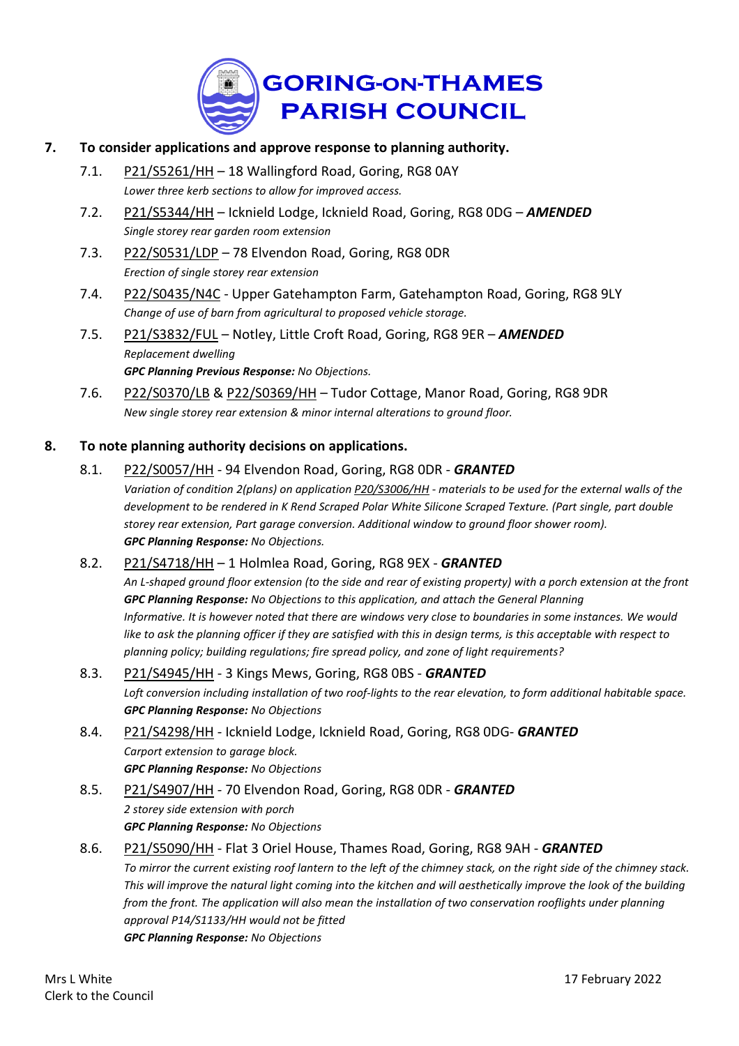**GORING-ON-THAMES PARISH COUNCIL**

**7. To consider applications and approve response to planning authority.**

7.1. P21/S5261/HH – 18 Wallingford Road, Goring, RG8 0AY
*Lower three kerb sections to allow for improved access.*

7.2. P21/S5344/HH – Icknield Lodge, Icknield Road, Goring, RG8 0DG – ***AMENDED***
*Single storey rear garden room extension*

7.3. P22/S0531/LDP – 78 Elvendon Road, Goring, RG8 0DR
*Erection of single storey rear extension*

7.4. P22/S0435/N4C - Upper Gatehampton Farm, Gatehampton Road, Goring, RG8 9LY
*Change of use of barn from agricultural to proposed vehicle storage.*

7.5. P21/S3832/FUL – Notley, Little Croft Road, Goring, RG8 9ER – ***AMENDED***
*Replacement dwelling*
***GPC Planning Previous Response:*** *No Objections.*

7.6. P22/S0370/LB & P22/S0369/HH – Tudor Cottage, Manor Road, Goring, RG8 9DR
*New single storey rear extension & minor internal alterations to ground floor.*

**8. To note planning authority decisions on applications.**

8.1. P22/S0057/HH - 94 Elvendon Road, Goring, RG8 0DR - ***GRANTED***
*Variation of condition 2(plans) on application P20/S3006/HH - materials to be used for the external walls of the development to be rendered in K Rend Scraped Polar White Silicone Scraped Texture. (Part single, part double storey rear extension, Part garage conversion. Additional window to ground floor shower room).*
***GPC Planning Response:*** *No Objections.*

8.2. P21/S4718/HH – 1 Holmlea Road, Goring, RG8 9EX - ***GRANTED***
*An L-shaped ground floor extension (to the side and rear of existing property) with a porch extension at the front*
***GPC Planning Response:*** *No Objections to this application, and attach the General Planning Informative. It is however noted that there are windows very close to boundaries in some instances. We would like to ask the planning officer if they are satisfied with this in design terms, is this acceptable with respect to planning policy; building regulations; fire spread policy, and zone of light requirements?*

8.3. P21/S4945/HH - 3 Kings Mews, Goring, RG8 0BS - ***GRANTED***
*Loft conversion including installation of two roof-lights to the rear elevation, to form additional habitable space.*
***GPC Planning Response:*** *No Objections*

8.4. P21/S4298/HH - Icknield Lodge, Icknield Road, Goring, RG8 0DG- ***GRANTED***
*Carport extension to garage block.*
***GPC Planning Response:*** *No Objections*

8.5. P21/S4907/HH - 70 Elvendon Road, Goring, RG8 0DR - ***GRANTED***
*2 storey side extension with porch*
***GPC Planning Response:*** *No Objections*

8.6. P21/S5090/HH - Flat 3 Oriel House, Thames Road, Goring, RG8 9AH - ***GRANTED***
*To mirror the current existing roof lantern to the left of the chimney stack, on the right side of the chimney stack. This will improve the natural light coming into the kitchen and will aesthetically improve the look of the building from the front. The application will also mean the installation of two conservation rooflights under planning approval P14/S1133/HH would not be fitted*
***GPC Planning Response:*** *No Objections*

Mrs L White
Clerk to the Council

17 February 2022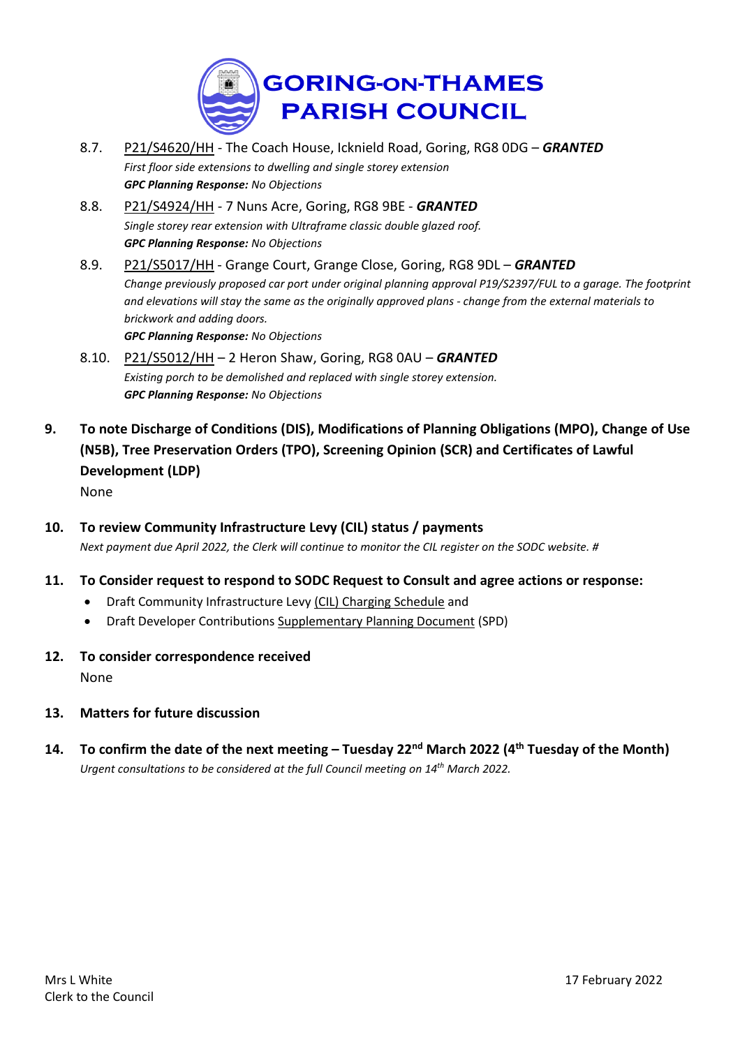8.7. P21/S4620/HH - The Coach House, Icknield Road, Goring, RG8 0DG – ***GRANTED***
*First floor side extensions to dwelling and single storey extension*
***GPC Planning Response:*** *No Objections*

8.8. P21/S4924/HH - 7 Nuns Acre, Goring, RG8 9BE - ***GRANTED***
*Single storey rear extension with Ultraframe classic double glazed roof.*
***GPC Planning Response:*** *No Objections*

8.9. P21/S5017/HH - Grange Court, Grange Close, Goring, RG8 9DL – ***GRANTED***
*Change previously proposed car port under original planning approval P19/S2397/FUL to a garage. The footprint and elevations will stay the same as the originally approved plans - change from the external materials to brickwork and adding doors.*
***GPC Planning Response:*** *No Objections*

8.10. P21/S5012/HH – 2 Heron Shaw, Goring, RG8 0AU – ***GRANTED***
*Existing porch to be demolished and replaced with single storey extension.*
***GPC Planning Response:*** *No Objections*

**9. To note Discharge of Conditions (DIS), Modifications of Planning Obligations (MPO), Change of Use (N5B), Tree Preservation Orders (TPO), Screening Opinion (SCR) and Certificates of Lawful Development (LDP)**

None

**10. To review Community Infrastructure Levy (CIL) status / payments**

*Next payment due April 2022, the Clerk will continue to monitor the CIL register on the SODC website. #*

**11. To Consider request to respond to SODC Request to Consult and agree actions or response:**

- Draft Community Infrastructure Levy (CIL) Charging Schedule and
- Draft Developer Contributions Supplementary Planning Document (SPD)

**12. To consider correspondence received**

None

**13. Matters for future discussion**

**14. To confirm the date of the next meeting – Tuesday 22nd March 2022 (4th Tuesday of the Month)**

*Urgent consultations to be considered at the full Council meeting on 14th March 2022.*

Mrs L White
Clerk to the Council

17 February 2022